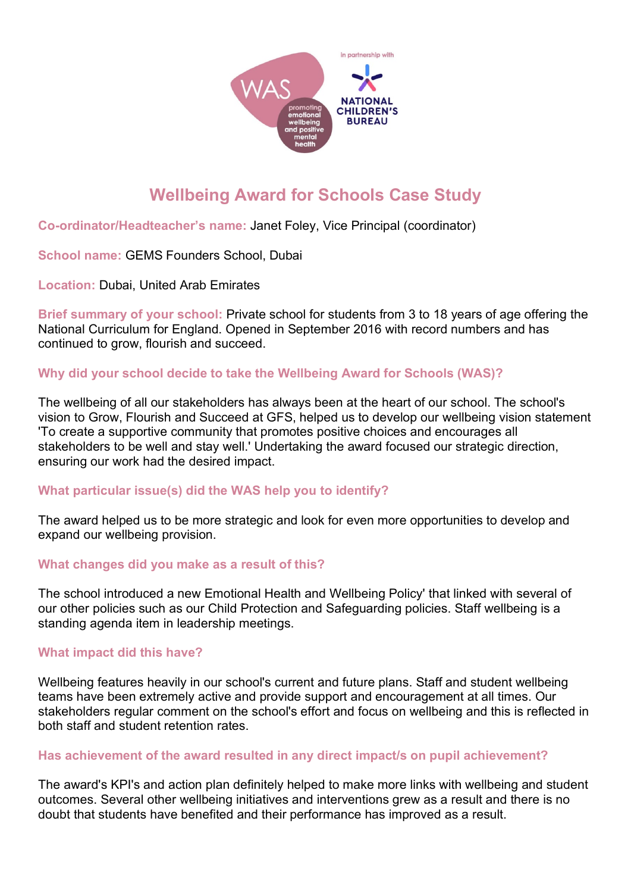# Wellbeing Award for Schools Case Study

**Co-ordinator/Headteacher's name:** Janet Foley, Vice Principal (coordinator)

**School name:** GEMS Founders School, Dubai

**Location:** Dubai, United Arab Emirates

**Brief summary of your school:** Private school for students from 3 to 18 years of age offering the National Curriculum for England. Opened in September 2016 with record numbers and has continued to grow, flourish and succeed.

### Why did your school decide to take the Wellbeing Award for Schools (WAS)?

The wellbeing of all our stakeholders has always been at the heart of our school. The school's vision to Grow, Flourish and Succeed at GFS, helped us to develop our wellbeing vision statement 'To create a supportive community that promotes positive choices and encourages all stakeholders to be well and stay well.' Undertaking the award focused our strategic direction, ensuring our work had the desired impact.

### What particular issue(s) did the WAS help you to identify?

The award helped us to be more strategic and look for even more opportunities to develop and expand our wellbeing provision.

### What changes did you make as a result of this?

The school introduced a new Emotional Health and Wellbeing Policy' that linked with several of our other policies such as our Child Protection and Safeguarding policies. Staff wellbeing is a standing agenda item in leadership meetings.

### What impact did this have?

Wellbeing features heavily in our school's current and future plans. Staff and student wellbeing teams have been extremely active and provide support and encouragement at all times. Our stakeholders regular comment on the school's effort and focus on wellbeing and this is reflected in both staff and student retention rates.

### Has achievement of the award resulted in any direct impact/s on pupil achievement?

The award's KPI's and action plan definitely helped to make more links with wellbeing and student outcomes. Several other wellbeing initiatives and interventions grew as a result and there is no doubt that students have benefited and their performance has improved as a result.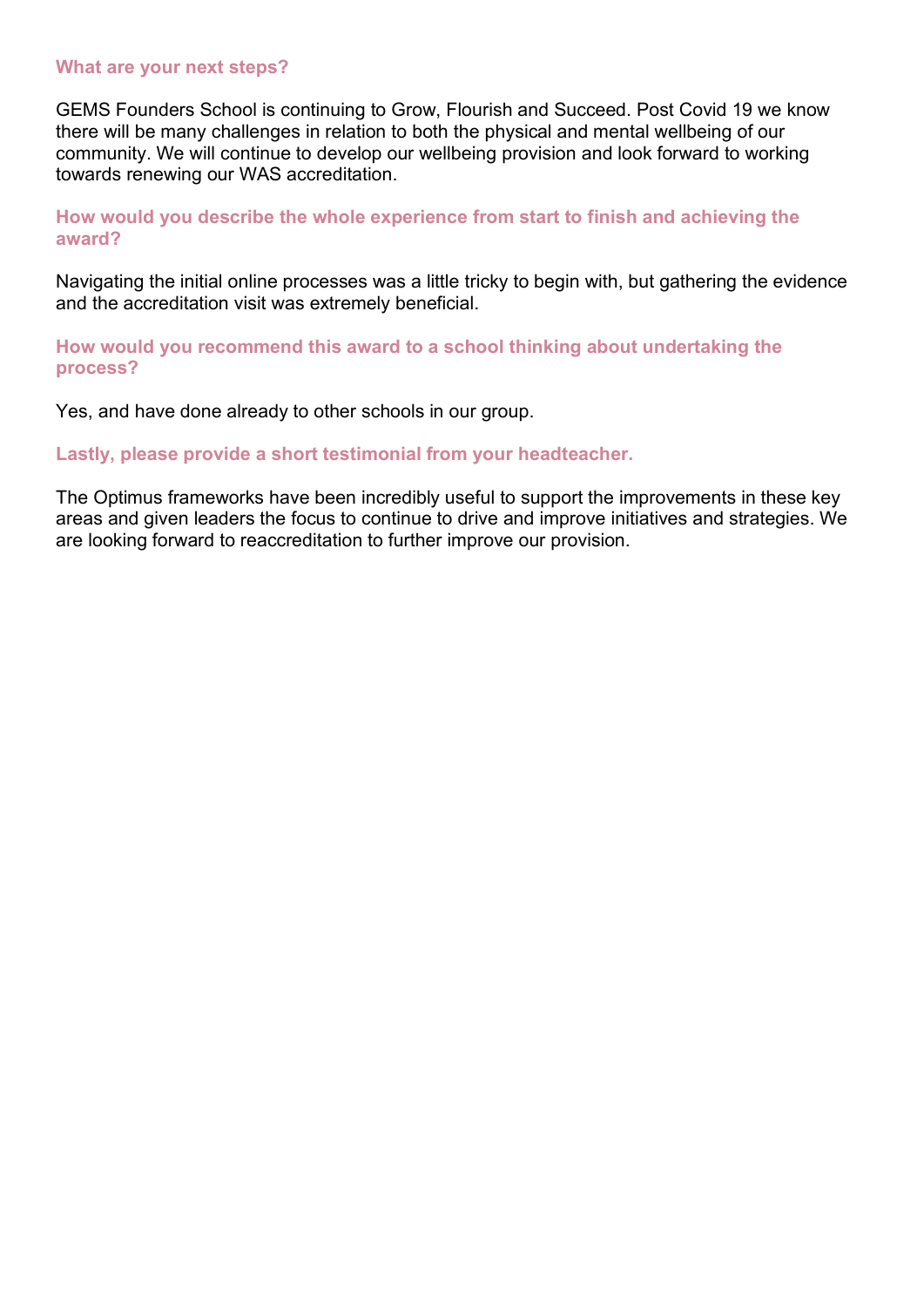### What are your next steps?

GEMS Founders School is continuing to Grow, Flourish and Succeed. Post Covid 19 we know there will be many challenges in relation to both the physical and mental wellbeing of our community. We will continue to develop our wellbeing provision and look forward to working towards renewing our WAS accreditation.

### How would you describe the whole experience from start to finish and achieving the award?

Navigating the initial online processes was a little tricky to begin with, but gathering the evidence and the accreditation visit was extremely beneficial.

### How would you recommend this award to a school thinking about undertaking the process?

Yes, and have done already to other schools in our group.

### Lastly, please provide a short testimonial from your headteacher.

The Optimus frameworks have been incredibly useful to support the improvements in these key areas and given leaders the focus to continue to drive and improve initiatives and strategies. We are looking forward to reaccreditation to further improve our provision.